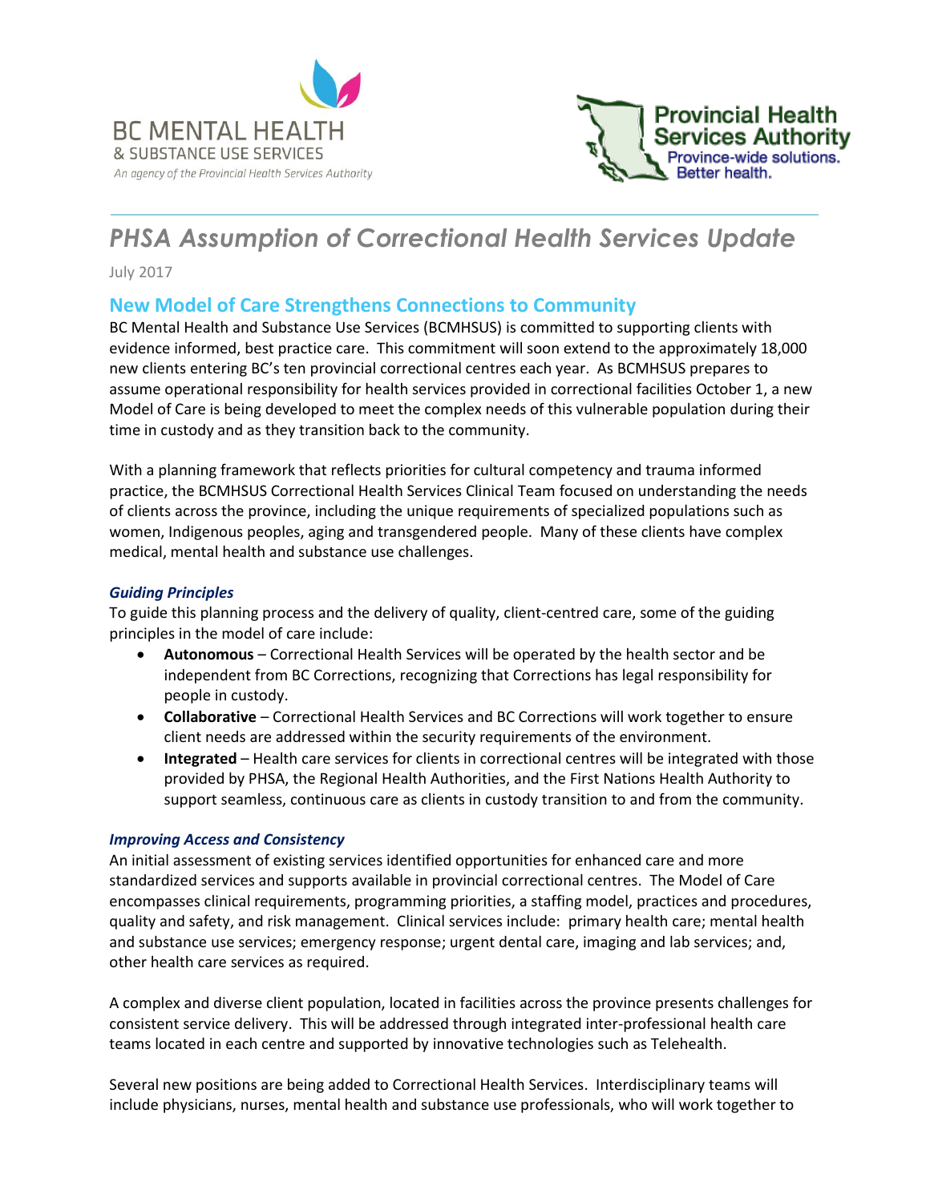BC MENTAL HEALTH
& SUBSTANCE USE SERVICES
*An agency of the Provincial Health Services Authority*

Provincial Health Services Authority
Province-wide solutions. Better health.

# *PHSA Assumption of Correctional Health Services Update*

July 2017

## New Model of Care Strengthens Connections to Community

BC Mental Health and Substance Use Services (BCMHSUS) is committed to supporting clients with evidence informed, best practice care. This commitment will soon extend to the approximately 18,000 new clients entering BC's ten provincial correctional centres each year. As BCMHSUS prepares to assume operational responsibility for health services provided in correctional facilities October 1, a new Model of Care is being developed to meet the complex needs of this vulnerable population during their time in custody and as they transition back to the community.

With a planning framework that reflects priorities for cultural competency and trauma informed practice, the BCMHSUS Correctional Health Services Clinical Team focused on understanding the needs of clients across the province, including the unique requirements of specialized populations such as women, Indigenous peoples, aging and transgendered people. Many of these clients have complex medical, mental health and substance use challenges.

### *Guiding Principles*

To guide this planning process and the delivery of quality, client-centred care, some of the guiding principles in the model of care include:

- **Autonomous** – Correctional Health Services will be operated by the health sector and be independent from BC Corrections, recognizing that Corrections has legal responsibility for people in custody.
- **Collaborative** – Correctional Health Services and BC Corrections will work together to ensure client needs are addressed within the security requirements of the environment.
- **Integrated** – Health care services for clients in correctional centres will be integrated with those provided by PHSA, the Regional Health Authorities, and the First Nations Health Authority to support seamless, continuous care as clients in custody transition to and from the community.

### *Improving Access and Consistency*

An initial assessment of existing services identified opportunities for enhanced care and more standardized services and supports available in provincial correctional centres. The Model of Care encompasses clinical requirements, programming priorities, a staffing model, practices and procedures, quality and safety, and risk management. Clinical services include: primary health care; mental health and substance use services; emergency response; urgent dental care, imaging and lab services; and, other health care services as required.

A complex and diverse client population, located in facilities across the province presents challenges for consistent service delivery. This will be addressed through integrated inter-professional health care teams located in each centre and supported by innovative technologies such as Telehealth.

Several new positions are being added to Correctional Health Services. Interdisciplinary teams will include physicians, nurses, mental health and substance use professionals, who will work together to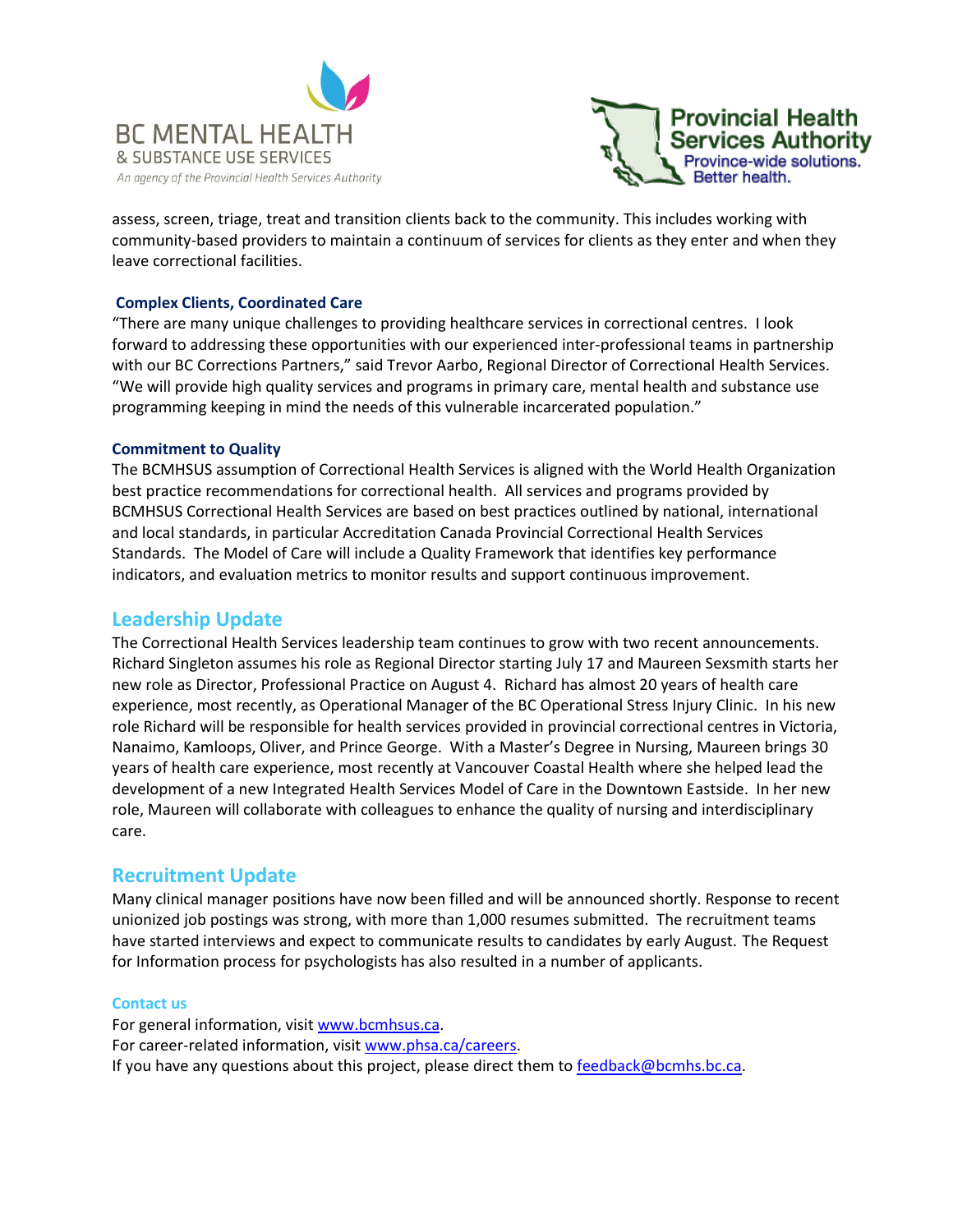assess, screen, triage, treat and transition clients back to the community. This includes working with community-based providers to maintain a continuum of services for clients as they enter and when they leave correctional facilities.

### Complex Clients, Coordinated Care

"There are many unique challenges to providing healthcare services in correctional centres. I look forward to addressing these opportunities with our experienced inter-professional teams in partnership with our BC Corrections Partners," said Trevor Aarbo, Regional Director of Correctional Health Services. "We will provide high quality services and programs in primary care, mental health and substance use programming keeping in mind the needs of this vulnerable incarcerated population."

### Commitment to Quality

The BCMHSUS assumption of Correctional Health Services is aligned with the World Health Organization best practice recommendations for correctional health. All services and programs provided by BCMHSUS Correctional Health Services are based on best practices outlined by national, international and local standards, in particular Accreditation Canada Provincial Correctional Health Services Standards. The Model of Care will include a Quality Framework that identifies key performance indicators, and evaluation metrics to monitor results and support continuous improvement.

## Leadership Update

The Correctional Health Services leadership team continues to grow with two recent announcements. Richard Singleton assumes his role as Regional Director starting July 17 and Maureen Sexsmith starts her new role as Director, Professional Practice on August 4. Richard has almost 20 years of health care experience, most recently, as Operational Manager of the BC Operational Stress Injury Clinic. In his new role Richard will be responsible for health services provided in provincial correctional centres in Victoria, Nanaimo, Kamloops, Oliver, and Prince George. With a Master's Degree in Nursing, Maureen brings 30 years of health care experience, most recently at Vancouver Coastal Health where she helped lead the development of a new Integrated Health Services Model of Care in the Downtown Eastside. In her new role, Maureen will collaborate with colleagues to enhance the quality of nursing and interdisciplinary care.

## Recruitment Update

Many clinical manager positions have now been filled and will be announced shortly. Response to recent unionized job postings was strong, with more than 1,000 resumes submitted. The recruitment teams have started interviews and expect to communicate results to candidates by early August. The Request for Information process for psychologists has also resulted in a number of applicants.

### Contact us

For general information, visit www.bcmhsus.ca.
For career-related information, visit www.phsa.ca/careers.
If you have any questions about this project, please direct them to feedback@bcmhs.bc.ca.